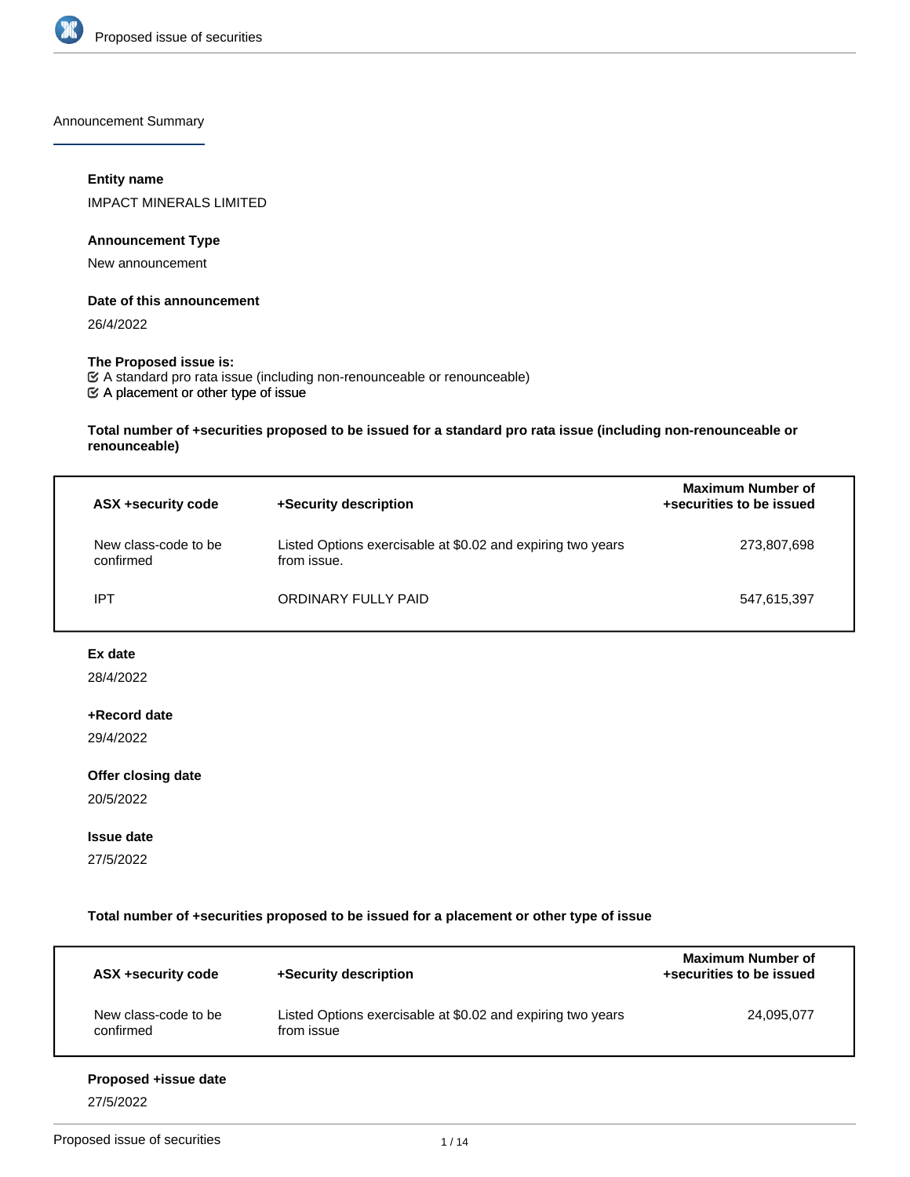## Announcement Summary

**Entity name**

IMPACT MINERALS LIMITED

**Announcement Type**

New announcement

**Date of this announcement**

26/4/2022

**The Proposed issue is:**

☑ A standard pro rata issue (including non-renounceable or renounceable)
☑ A placement or other type of issue

**Total number of +securities proposed to be issued for a standard pro rata issue (including non-renounceable or renounceable)**

| ASX +security code | +Security description | Maximum Number of +securities to be issued |
|---|---|---|
| New class-code to be confirmed | Listed Options exercisable at $0.02 and expiring two years from issue. | 273,807,698 |
| IPT | ORDINARY FULLY PAID | 547,615,397 |

**Ex date**

28/4/2022

**+Record date**

29/4/2022

**Offer closing date**

20/5/2022

**Issue date**

27/5/2022

**Total number of +securities proposed to be issued for a placement or other type of issue**

| ASX +security code | +Security description | Maximum Number of +securities to be issued |
|---|---|---|
| New class-code to be confirmed | Listed Options exercisable at $0.02 and expiring two years from issue | 24,095,077 |

**Proposed +issue date**

27/5/2022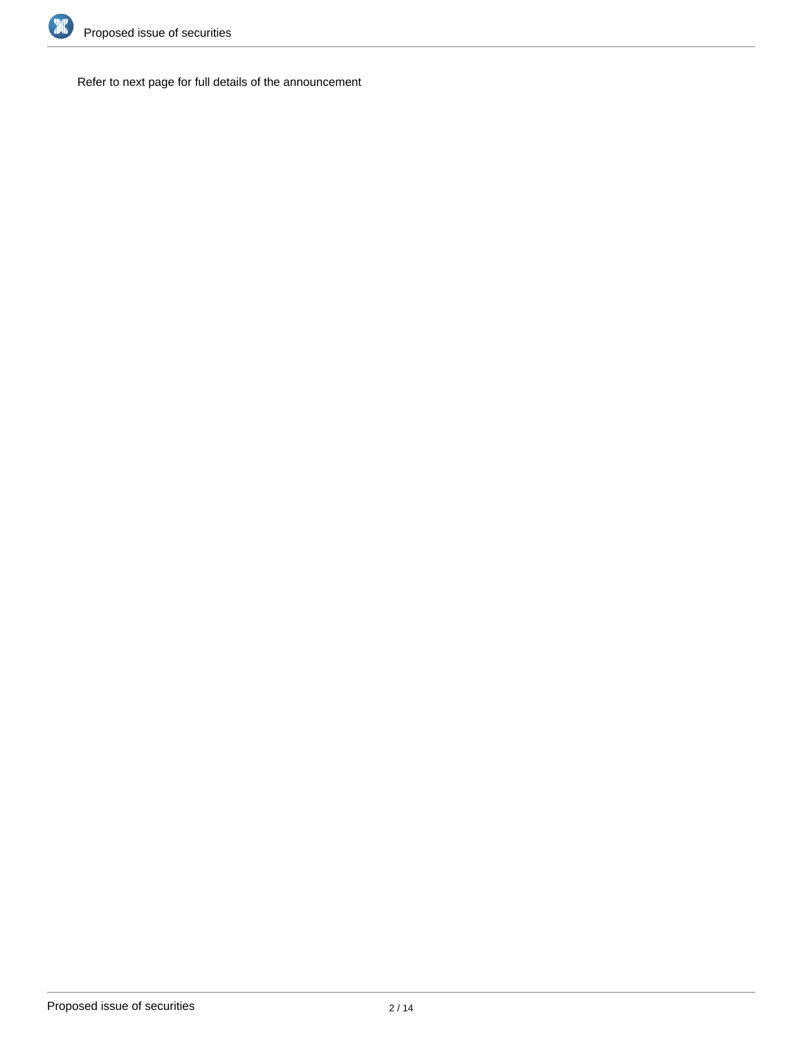Refer to next page for full details of the announcement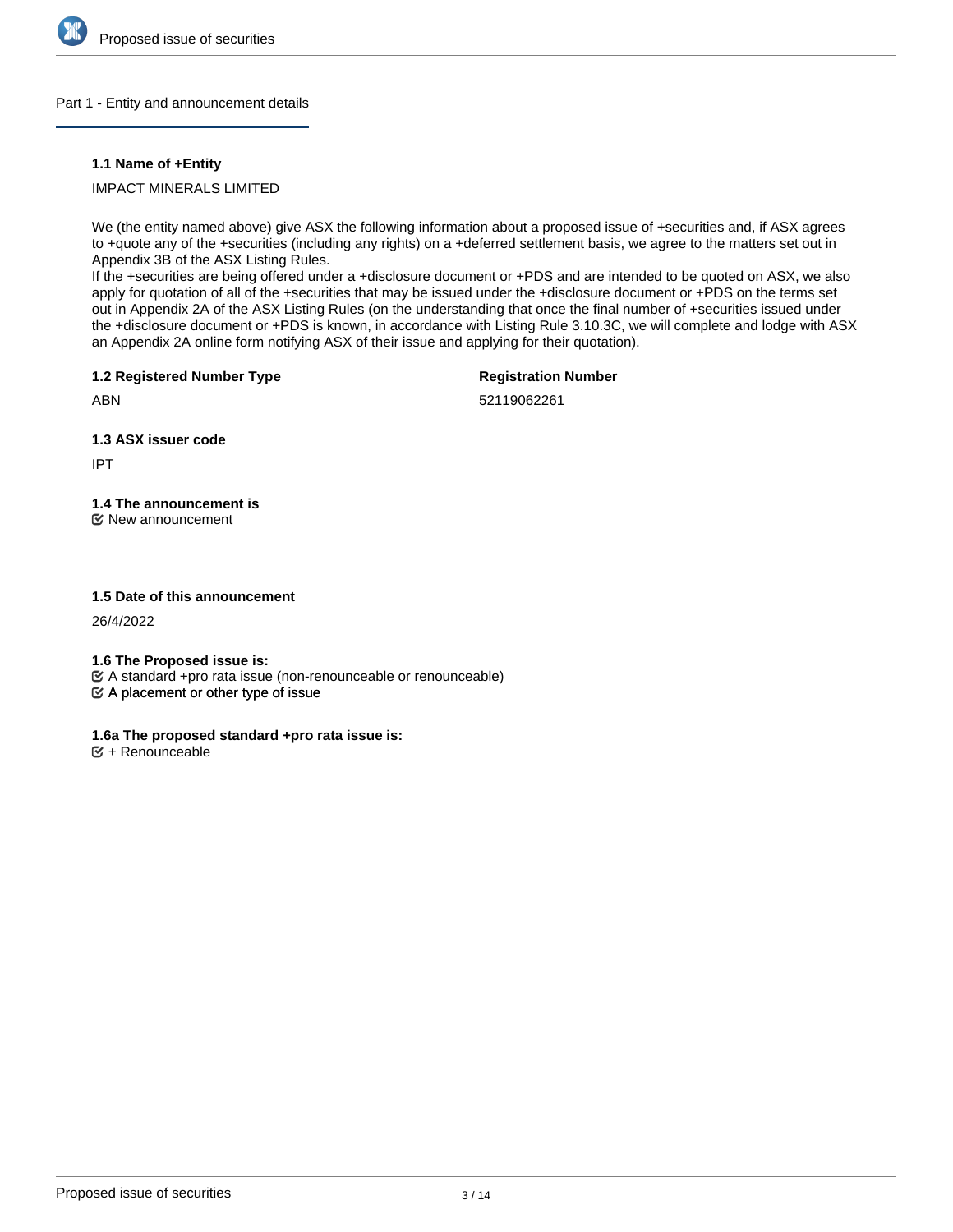## Part 1 - Entity and announcement details

**1.1 Name of +Entity**

IMPACT MINERALS LIMITED

We (the entity named above) give ASX the following information about a proposed issue of +securities and, if ASX agrees to +quote any of the +securities (including any rights) on a +deferred settlement basis, we agree to the matters set out in Appendix 3B of the ASX Listing Rules.
If the +securities are being offered under a +disclosure document or +PDS and are intended to be quoted on ASX, we also apply for quotation of all of the +securities that may be issued under the +disclosure document or +PDS on the terms set out in Appendix 2A of the ASX Listing Rules (on the understanding that once the final number of +securities issued under the +disclosure document or +PDS is known, in accordance with Listing Rule 3.10.3C, we will complete and lodge with ASX an Appendix 2A online form notifying ASX of their issue and applying for their quotation).

**1.2 Registered Number Type**

ABN

**Registration Number**

52119062261

**1.3 ASX issuer code**

IPT

**1.4 The announcement is**

☑ New announcement

**1.5 Date of this announcement**

26/4/2022

**1.6 The Proposed issue is:**

☑ A standard +pro rata issue (non-renounceable or renounceable)
☑ A placement or other type of issue

**1.6a The proposed standard +pro rata issue is:**

☑ + Renounceable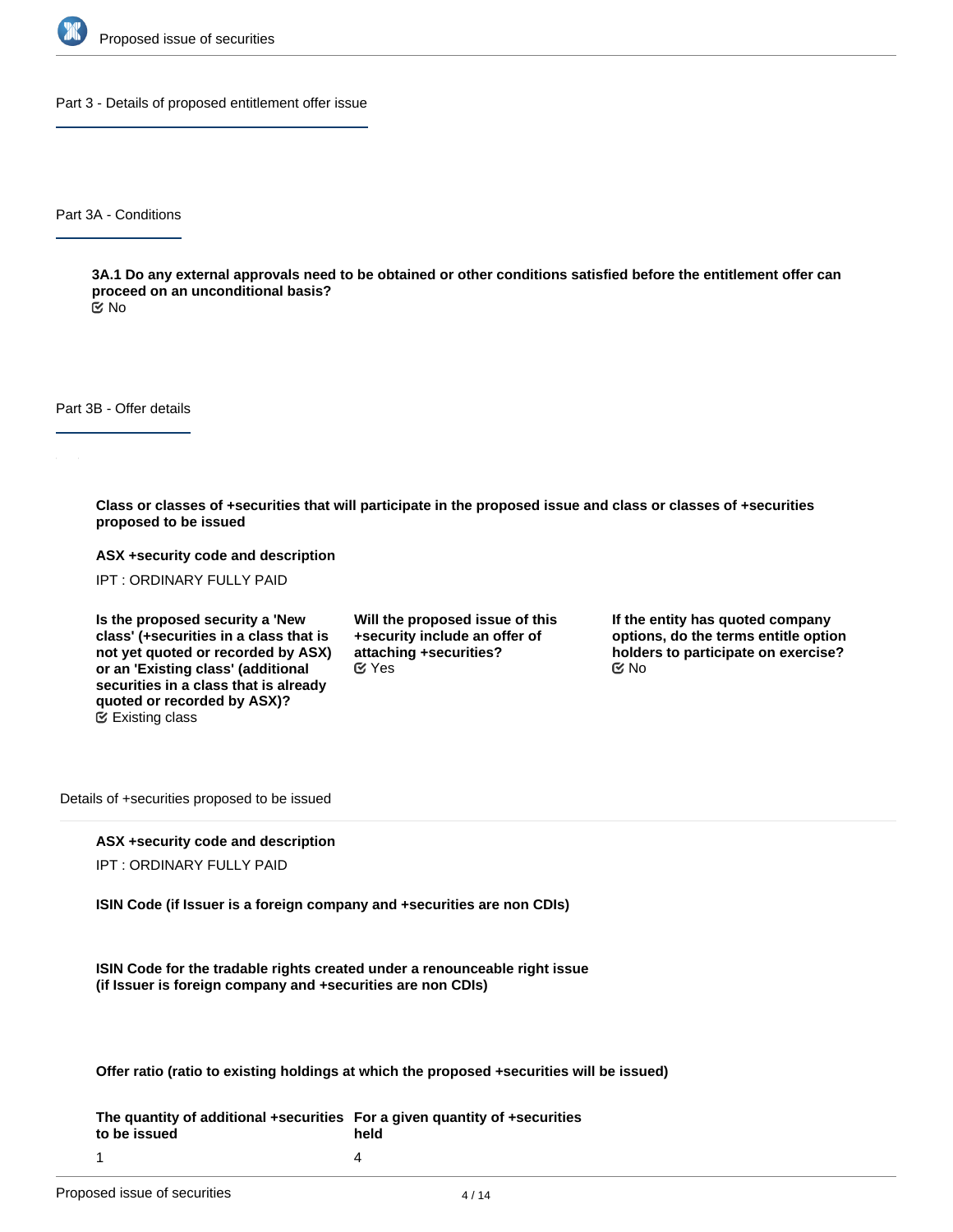## Part 3 - Details of proposed entitlement offer issue

### Part 3A - Conditions

**3A.1 Do any external approvals need to be obtained or other conditions satisfied before the entitlement offer can proceed on an unconditional basis?**
No

### Part 3B - Offer details

**Class or classes of +securities that will participate in the proposed issue and class or classes of +securities proposed to be issued**

**ASX +security code and description**

IPT : ORDINARY FULLY PAID

**Is the proposed security a 'New class' (+securities in a class that is not yet quoted or recorded by ASX) or an 'Existing class' (additional securities in a class that is already quoted or recorded by ASX)?**
Existing class

**Will the proposed issue of this +security include an offer of attaching +securities?**
Yes

**If the entity has quoted company options, do the terms entitle option holders to participate on exercise?**
No

Details of +securities proposed to be issued

**ASX +security code and description**

IPT : ORDINARY FULLY PAID

**ISIN Code (if Issuer is a foreign company and +securities are non CDIs)**

**ISIN Code for the tradable rights created under a renounceable right issue (if Issuer is foreign company and +securities are non CDIs)**

**Offer ratio (ratio to existing holdings at which the proposed +securities will be issued)**

| The quantity of additional +securities to be issued | For a given quantity of +securities held |
|---|---|
| 1 | 4 |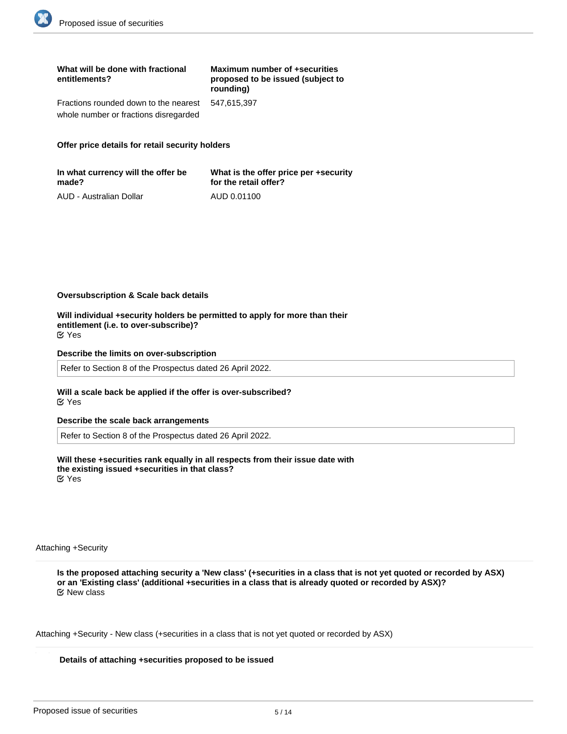| What will be done with fractional entitlements? | Maximum number of +securities proposed to be issued (subject to rounding) |
| --- | --- |
| Fractions rounded down to the nearest whole number or fractions disregarded | 547,615,397 |

**Offer price details for retail security holders**

| In what currency will the offer be made? | What is the offer price per +security for the retail offer? |
| --- | --- |
| AUD - Australian Dollar | AUD 0.01100 |

**Oversubscription & Scale back details**

**Will individual +security holders be permitted to apply for more than their entitlement (i.e. to over-subscribe)?**
☑ Yes

**Describe the limits on over-subscription**

Refer to Section 8 of the Prospectus dated 26 April 2022.

**Will a scale back be applied if the offer is over-subscribed?**
☑ Yes

**Describe the scale back arrangements**

Refer to Section 8 of the Prospectus dated 26 April 2022.

**Will these +securities rank equally in all respects from their issue date with the existing issued +securities in that class?**
☑ Yes

Attaching +Security

**Is the proposed attaching security a 'New class' (+securities in a class that is not yet quoted or recorded by ASX) or an 'Existing class' (additional +securities in a class that is already quoted or recorded by ASX)?**
☑ New class

Attaching +Security - New class (+securities in a class that is not yet quoted or recorded by ASX)

**Details of attaching +securities proposed to be issued**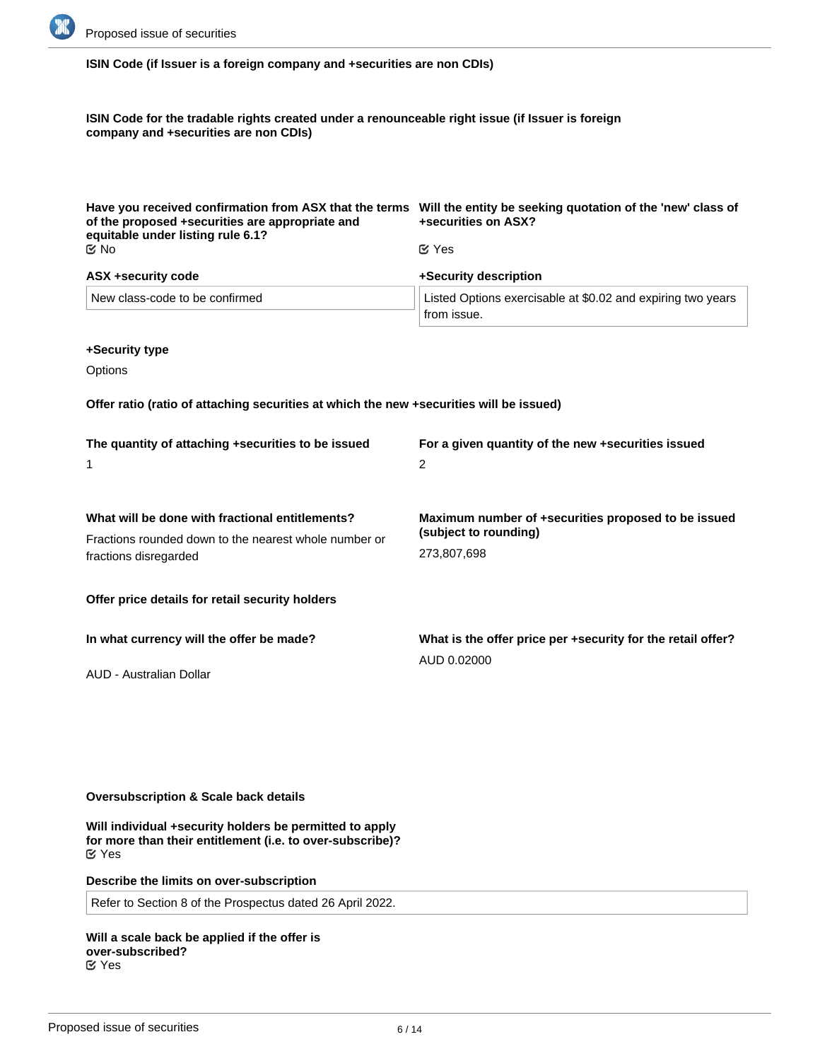**ISIN Code (if Issuer is a foreign company and +securities are non CDIs)**

**ISIN Code for the tradable rights created under a renounceable right issue (if Issuer is foreign company and +securities are non CDIs)**

**Have you received confirmation from ASX that the terms of the proposed +securities are appropriate and equitable under listing rule 6.1?**

No

**Will the entity be seeking quotation of the 'new' class of +securities on ASX?**

Yes

**ASX +security code**

New class-code to be confirmed

**+Security description**

Listed Options exercisable at $0.02 and expiring two years from issue.

**+Security type**

Options

**Offer ratio (ratio of attaching securities at which the new +securities will be issued)**

**The quantity of attaching +securities to be issued**

1

**For a given quantity of the new +securities issued**

2

**What will be done with fractional entitlements?**

Fractions rounded down to the nearest whole number or fractions disregarded

**Maximum number of +securities proposed to be issued (subject to rounding)**

273,807,698

**Offer price details for retail security holders**

**In what currency will the offer be made?**

AUD - Australian Dollar

**What is the offer price per +security for the retail offer?**

AUD 0.02000

**Oversubscription & Scale back details**

**Will individual +security holders be permitted to apply for more than their entitlement (i.e. to over-subscribe)?**

Yes

**Describe the limits on over-subscription**

Refer to Section 8 of the Prospectus dated 26 April 2022.

**Will a scale back be applied if the offer is over-subscribed?**

Yes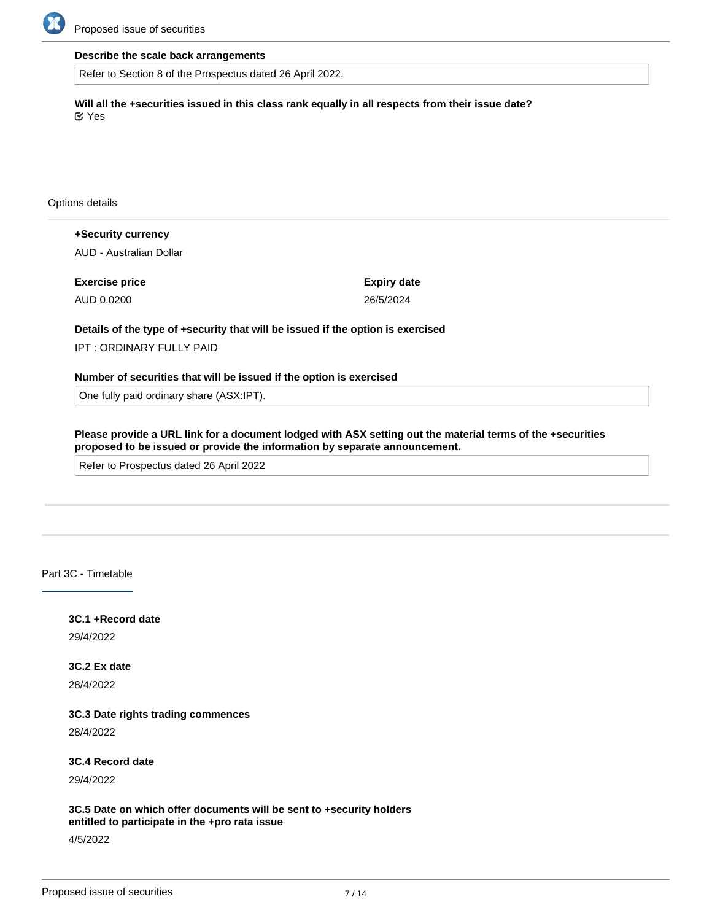**Describe the scale back arrangements**

Refer to Section 8 of the Prospectus dated 26 April 2022.

**Will all the +securities issued in this class rank equally in all respects from their issue date?**

Yes

Options details

**+Security currency**

AUD - Australian Dollar

**Exercise price**

AUD 0.0200

**Expiry date**

26/5/2024

**Details of the type of +security that will be issued if the option is exercised**

IPT : ORDINARY FULLY PAID

**Number of securities that will be issued if the option is exercised**

One fully paid ordinary share (ASX:IPT).

**Please provide a URL link for a document lodged with ASX setting out the material terms of the +securities proposed to be issued or provide the information by separate announcement.**

Refer to Prospectus dated 26 April 2022

## Part 3C - Timetable

**3C.1 +Record date**

29/4/2022

**3C.2 Ex date**

28/4/2022

**3C.3 Date rights trading commences**

28/4/2022

**3C.4 Record date**

29/4/2022

**3C.5 Date on which offer documents will be sent to +security holders entitled to participate in the +pro rata issue**

4/5/2022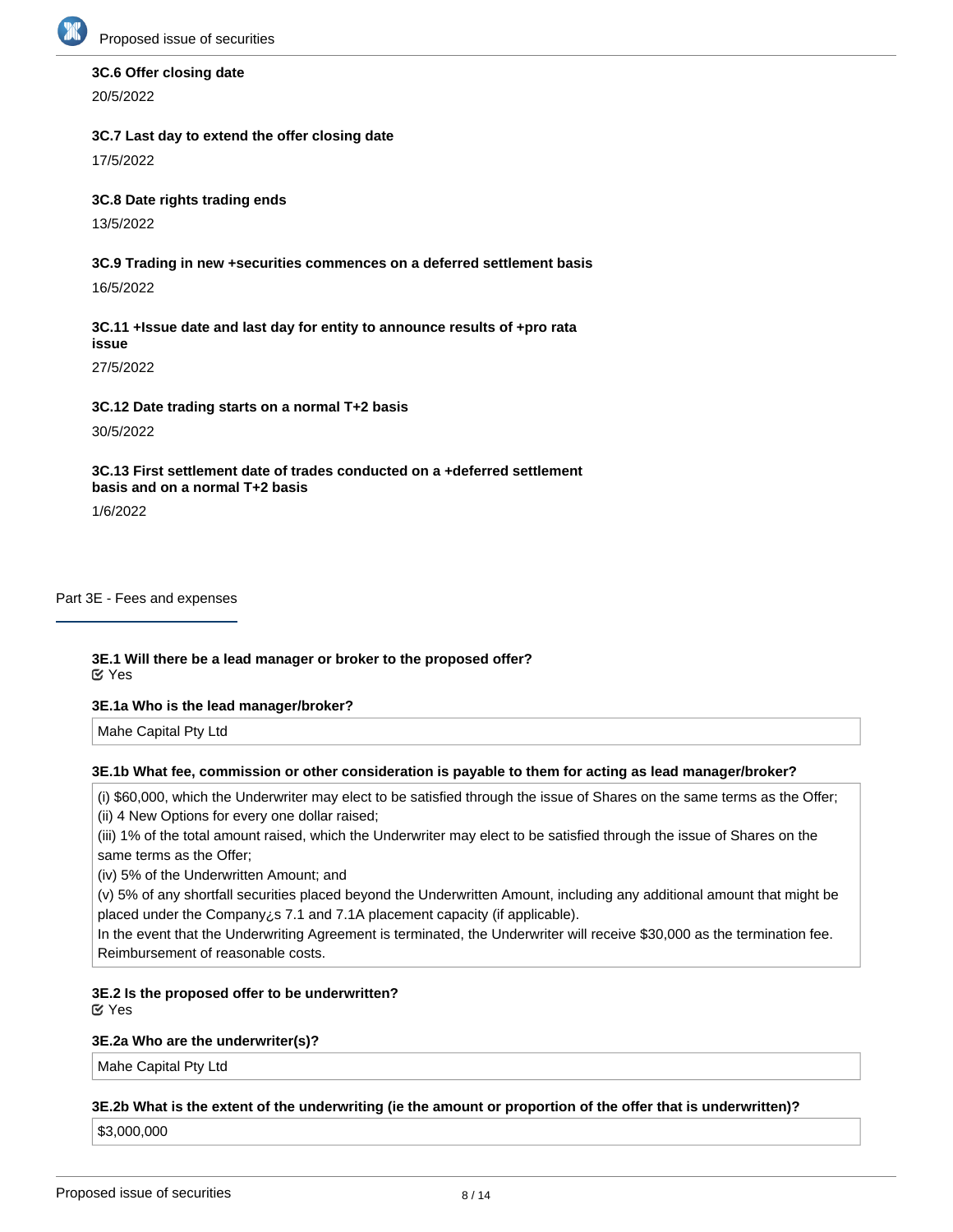**3C.6 Offer closing date**

20/5/2022

**3C.7 Last day to extend the offer closing date**

17/5/2022

**3C.8 Date rights trading ends**

13/5/2022

**3C.9 Trading in new +securities commences on a deferred settlement basis**

16/5/2022

**3C.11 +Issue date and last day for entity to announce results of +pro rata issue**

27/5/2022

**3C.12 Date trading starts on a normal T+2 basis**

30/5/2022

**3C.13 First settlement date of trades conducted on a +deferred settlement basis and on a normal T+2 basis**

1/6/2022

## Part 3E - Fees and expenses

**3E.1 Will there be a lead manager or broker to the proposed offer?**

☑ Yes

**3E.1a Who is the lead manager/broker?**

Mahe Capital Pty Ltd

**3E.1b What fee, commission or other consideration is payable to them for acting as lead manager/broker?**

(i) $60,000, which the Underwriter may elect to be satisfied through the issue of Shares on the same terms as the Offer;
(ii) 4 New Options for every one dollar raised;
(iii) 1% of the total amount raised, which the Underwriter may elect to be satisfied through the issue of Shares on the same terms as the Offer;
(iv) 5% of the Underwritten Amount; and
(v) 5% of any shortfall securities placed beyond the Underwritten Amount, including any additional amount that might be placed under the Company¿s 7.1 and 7.1A placement capacity (if applicable).
In the event that the Underwriting Agreement is terminated, the Underwriter will receive $30,000 as the termination fee.
Reimbursement of reasonable costs.

**3E.2 Is the proposed offer to be underwritten?**

☑ Yes

**3E.2a Who are the underwriter(s)?**

Mahe Capital Pty Ltd

**3E.2b What is the extent of the underwriting (ie the amount or proportion of the offer that is underwritten)?**

$3,000,000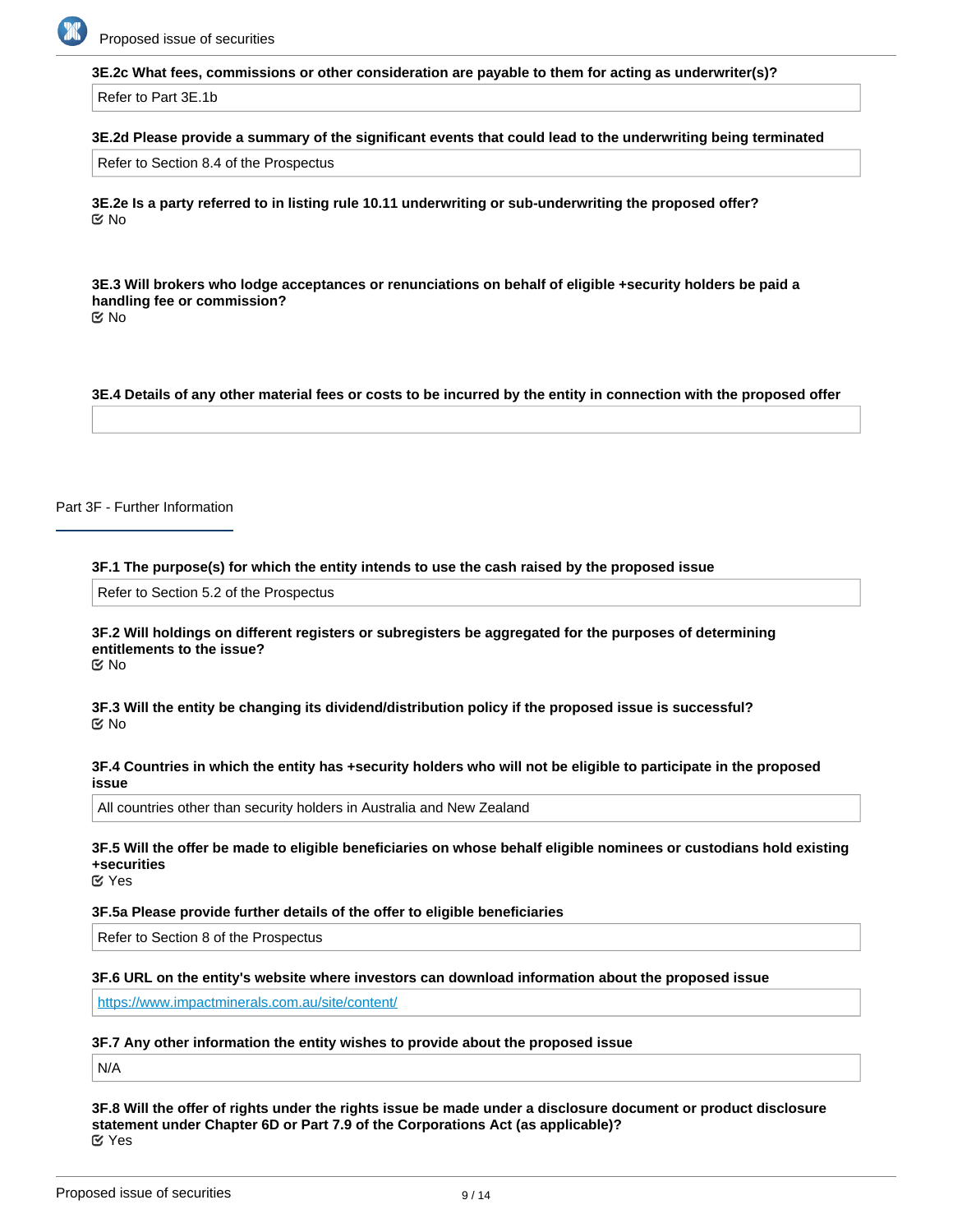**3E.2c What fees, commissions or other consideration are payable to them for acting as underwriter(s)?**

Refer to Part 3E.1b

**3E.2d Please provide a summary of the significant events that could lead to the underwriting being terminated**

Refer to Section 8.4 of the Prospectus

**3E.2e Is a party referred to in listing rule 10.11 underwriting or sub-underwriting the proposed offer?**

No

**3E.3 Will brokers who lodge acceptances or renunciations on behalf of eligible +security holders be paid a handling fee or commission?**

No

**3E.4 Details of any other material fees or costs to be incurred by the entity in connection with the proposed offer**

## Part 3F - Further Information

**3F.1 The purpose(s) for which the entity intends to use the cash raised by the proposed issue**

Refer to Section 5.2 of the Prospectus

**3F.2 Will holdings on different registers or subregisters be aggregated for the purposes of determining entitlements to the issue?**

No

**3F.3 Will the entity be changing its dividend/distribution policy if the proposed issue is successful?**

No

**3F.4 Countries in which the entity has +security holders who will not be eligible to participate in the proposed issue**

All countries other than security holders in Australia and New Zealand

**3F.5 Will the offer be made to eligible beneficiaries on whose behalf eligible nominees or custodians hold existing +securities**

Yes

**3F.5a Please provide further details of the offer to eligible beneficiaries**

Refer to Section 8 of the Prospectus

**3F.6 URL on the entity's website where investors can download information about the proposed issue**

https://www.impactminerals.com.au/site/content/

**3F.7 Any other information the entity wishes to provide about the proposed issue**

N/A

**3F.8 Will the offer of rights under the rights issue be made under a disclosure document or product disclosure statement under Chapter 6D or Part 7.9 of the Corporations Act (as applicable)?**

Yes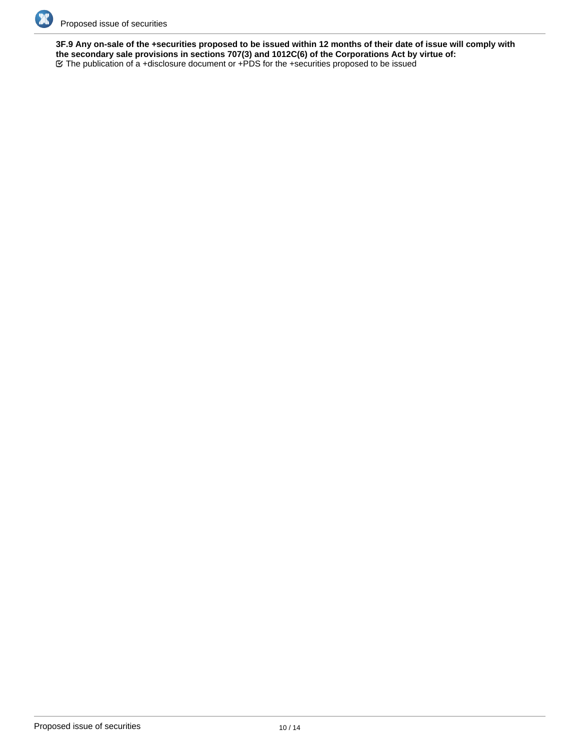**3F.9 Any on-sale of the +securities proposed to be issued within 12 months of their date of issue will comply with the secondary sale provisions in sections 707(3) and 1012C(6) of the Corporations Act by virtue of:**

☑ The publication of a +disclosure document or +PDS for the +securities proposed to be issued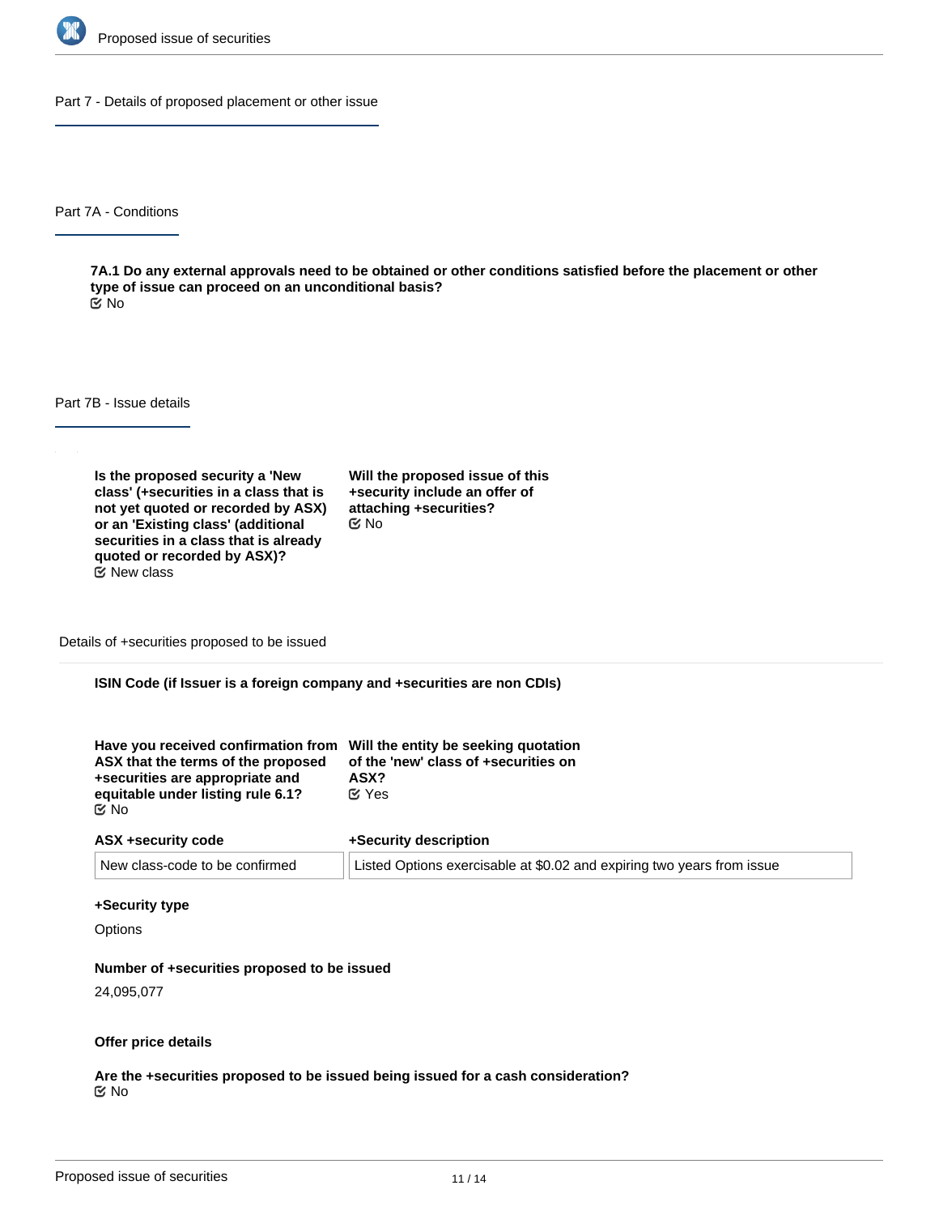## Part 7 - Details of proposed placement or other issue

### Part 7A - Conditions

**7A.1 Do any external approvals need to be obtained or other conditions satisfied before the placement or other type of issue can proceed on an unconditional basis?**
☑ No

### Part 7B - Issue details

**Is the proposed security a 'New class' (+securities in a class that is not yet quoted or recorded by ASX) or an 'Existing class' (additional securities in a class that is already quoted or recorded by ASX)?**
☑ New class

**Will the proposed issue of this +security include an offer of attaching +securities?**
☑ No

#### Details of +securities proposed to be issued

**ISIN Code (if Issuer is a foreign company and +securities are non CDIs)**

**Have you received confirmation from ASX that the terms of the proposed +securities are appropriate and equitable under listing rule 6.1?**
☑ No

**Will the entity be seeking quotation of the 'new' class of +securities on ASX?**
☑ Yes

| ASX +security code | +Security description |
| --- | --- |
| New class-code to be confirmed | Listed Options exercisable at $0.02 and expiring two years from issue |

**+Security type**

Options

**Number of +securities proposed to be issued**

24,095,077

**Offer price details**

**Are the +securities proposed to be issued being issued for a cash consideration?**
☑ No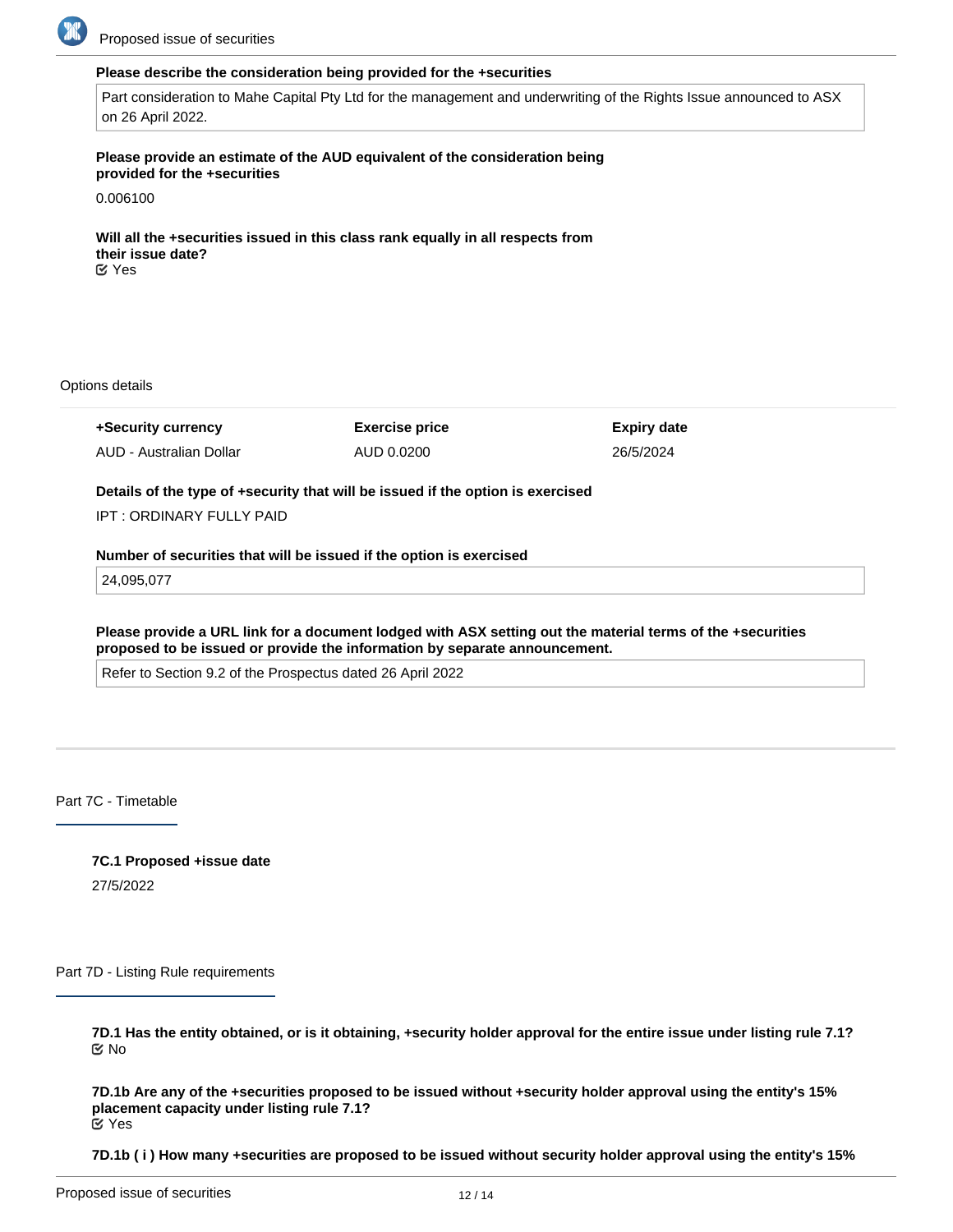**Please describe the consideration being provided for the +securities**

Part consideration to Mahe Capital Pty Ltd for the management and underwriting of the Rights Issue announced to ASX on 26 April 2022.

**Please provide an estimate of the AUD equivalent of the consideration being provided for the +securities**

0.006100

**Will all the +securities issued in this class rank equally in all respects from their issue date?**

Yes

Options details

| +Security currency | Exercise price | Expiry date |
| --- | --- | --- |
| AUD - Australian Dollar | AUD 0.0200 | 26/5/2024 |

**Details of the type of +security that will be issued if the option is exercised**

IPT : ORDINARY FULLY PAID

**Number of securities that will be issued if the option is exercised**

24,095,077

**Please provide a URL link for a document lodged with ASX setting out the material terms of the +securities proposed to be issued or provide the information by separate announcement.**

Refer to Section 9.2 of the Prospectus dated 26 April 2022

## Part 7C - Timetable

**7C.1 Proposed +issue date**

27/5/2022

## Part 7D - Listing Rule requirements

**7D.1 Has the entity obtained, or is it obtaining, +security holder approval for the entire issue under listing rule 7.1?**

No

**7D.1b Are any of the +securities proposed to be issued without +security holder approval using the entity's 15% placement capacity under listing rule 7.1?**

Yes

**7D.1b ( i ) How many +securities are proposed to be issued without security holder approval using the entity's 15%**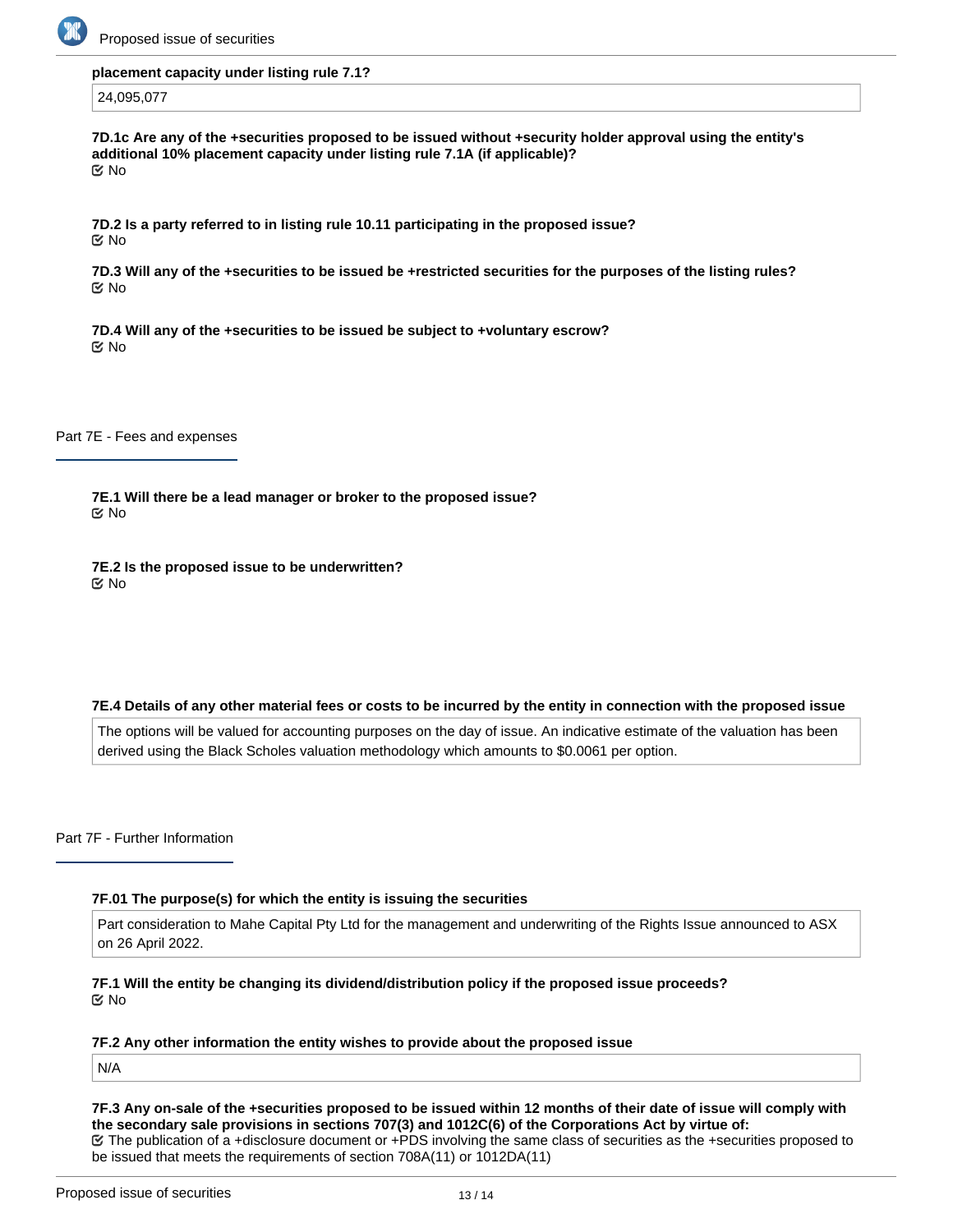**placement capacity under listing rule 7.1?**

24,095,077

**7D.1c Are any of the +securities proposed to be issued without +security holder approval using the entity's additional 10% placement capacity under listing rule 7.1A (if applicable)?**

No

**7D.2 Is a party referred to in listing rule 10.11 participating in the proposed issue?**

No

**7D.3 Will any of the +securities to be issued be +restricted securities for the purposes of the listing rules?**

No

**7D.4 Will any of the +securities to be issued be subject to +voluntary escrow?**

No

## Part 7E - Fees and expenses

**7E.1 Will there be a lead manager or broker to the proposed issue?**

No

**7E.2 Is the proposed issue to be underwritten?**

No

**7E.4 Details of any other material fees or costs to be incurred by the entity in connection with the proposed issue**

The options will be valued for accounting purposes on the day of issue. An indicative estimate of the valuation has been derived using the Black Scholes valuation methodology which amounts to $0.0061 per option.

## Part 7F - Further Information

**7F.01 The purpose(s) for which the entity is issuing the securities**

Part consideration to Mahe Capital Pty Ltd for the management and underwriting of the Rights Issue announced to ASX on 26 April 2022.

**7F.1 Will the entity be changing its dividend/distribution policy if the proposed issue proceeds?**

No

**7F.2 Any other information the entity wishes to provide about the proposed issue**

N/A

**7F.3 Any on-sale of the +securities proposed to be issued within 12 months of their date of issue will comply with the secondary sale provisions in sections 707(3) and 1012C(6) of the Corporations Act by virtue of:**

The publication of a +disclosure document or +PDS involving the same class of securities as the +securities proposed to be issued that meets the requirements of section 708A(11) or 1012DA(11)